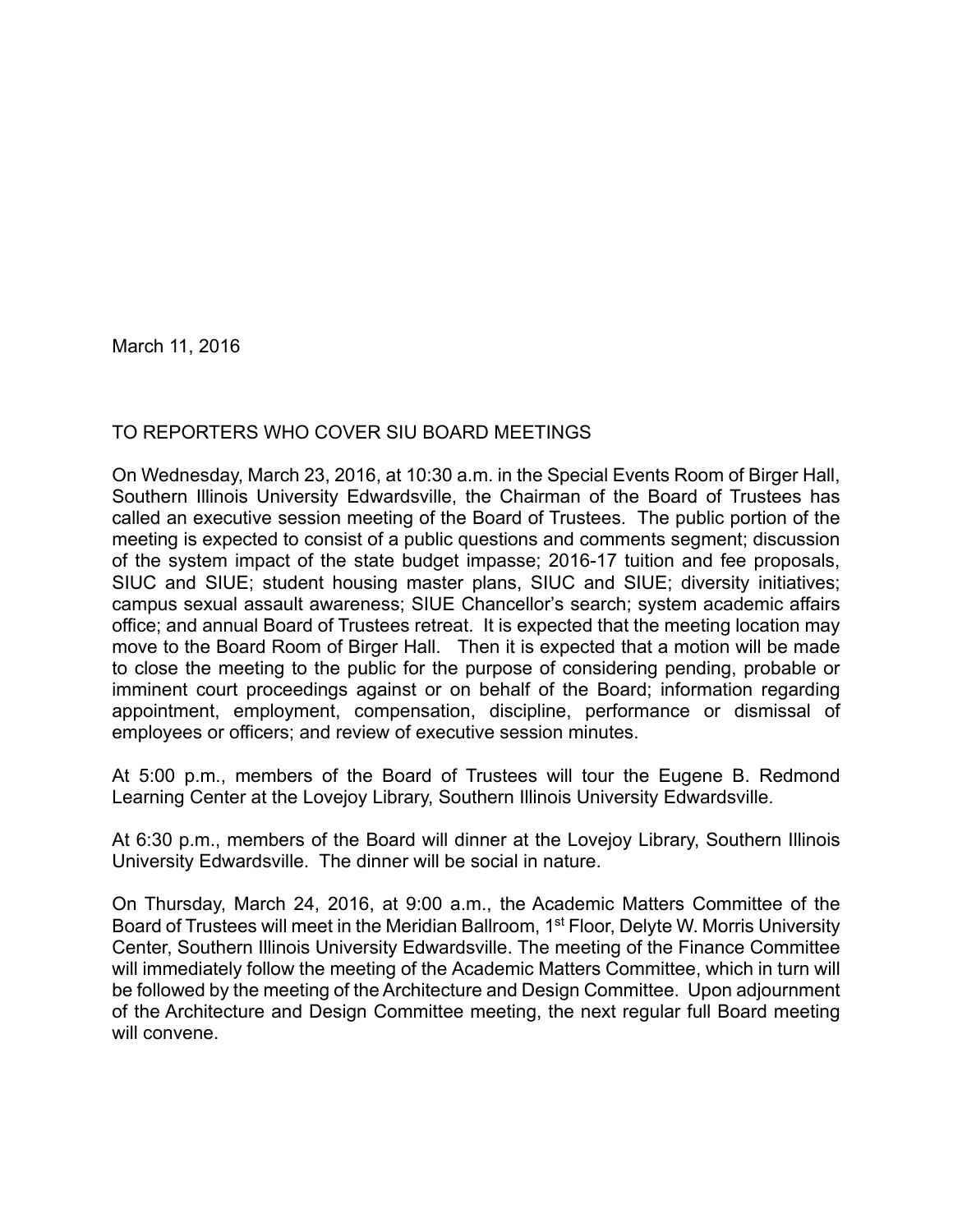March 11, 2016

TO REPORTERS WHO COVER SIU BOARD MEETINGS

On Wednesday, March 23, 2016, at 10:30 a.m. in the Special Events Room of Birger Hall, Southern Illinois University Edwardsville, the Chairman of the Board of Trustees has called an executive session meeting of the Board of Trustees. The public portion of the meeting is expected to consist of a public questions and comments segment; discussion of the system impact of the state budget impasse; 2016-17 tuition and fee proposals, SIUC and SIUE; student housing master plans, SIUC and SIUE; diversity initiatives; campus sexual assault awareness; SIUE Chancellor's search; system academic affairs office; and annual Board of Trustees retreat. It is expected that the meeting location may move to the Board Room of Birger Hall. Then it is expected that a motion will be made to close the meeting to the public for the purpose of considering pending, probable or imminent court proceedings against or on behalf of the Board; information regarding appointment, employment, compensation, discipline, performance or dismissal of employees or officers; and review of executive session minutes.

At 5:00 p.m., members of the Board of Trustees will tour the Eugene B. Redmond Learning Center at the Lovejoy Library, Southern Illinois University Edwardsville.

At 6:30 p.m., members of the Board will dinner at the Lovejoy Library, Southern Illinois University Edwardsville. The dinner will be social in nature.

On Thursday, March 24, 2016, at 9:00 a.m., the Academic Matters Committee of the Board of Trustees will meet in the Meridian Ballroom, 1st Floor, Delyte W. Morris University Center, Southern Illinois University Edwardsville. The meeting of the Finance Committee will immediately follow the meeting of the Academic Matters Committee, which in turn will be followed by the meeting of the Architecture and Design Committee. Upon adjournment of the Architecture and Design Committee meeting, the next regular full Board meeting will convene.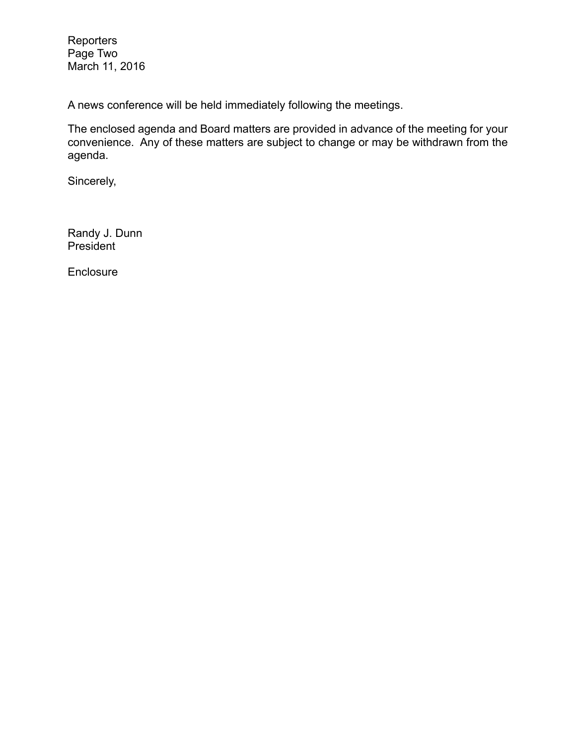Reporters
Page Two
March 11, 2016

A news conference will be held immediately following the meetings.

The enclosed agenda and Board matters are provided in advance of the meeting for your convenience. Any of these matters are subject to change or may be withdrawn from the agenda.

Sincerely,

Randy J. Dunn
President

Enclosure